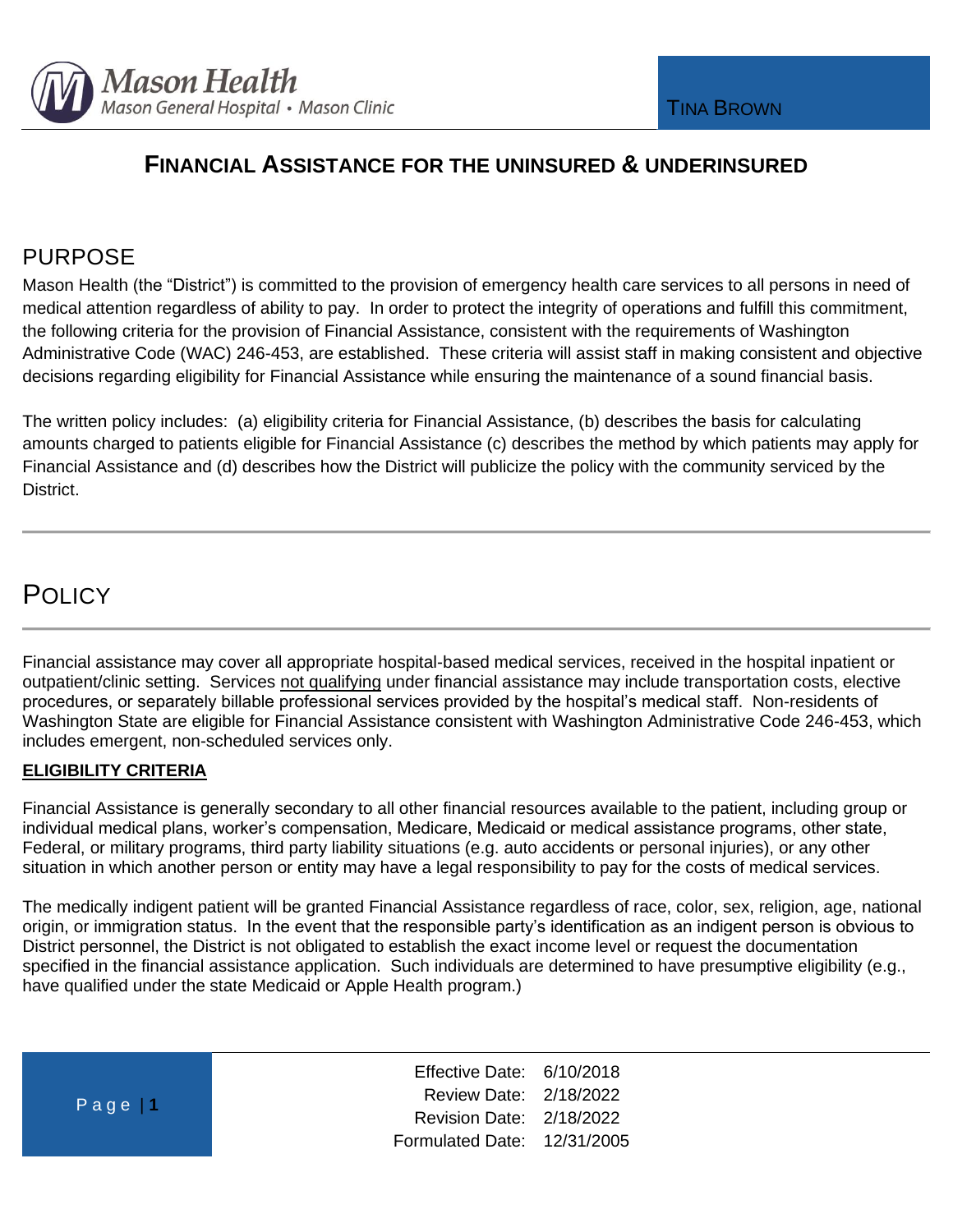# FINANCIAL ASSISTANCE FOR THE UNINSURED & UNDERINSURED

## PURPOSE

Mason Health (the "District") is committed to the provision of emergency health care services to all persons in need of medical attention regardless of ability to pay. In order to protect the integrity of operations and fulfill this commitment, the following criteria for the provision of Financial Assistance, consistent with the requirements of Washington Administrative Code (WAC) 246-453, are established. These criteria will assist staff in making consistent and objective decisions regarding eligibility for Financial Assistance while ensuring the maintenance of a sound financial basis.

The written policy includes: (a) eligibility criteria for Financial Assistance, (b) describes the basis for calculating amounts charged to patients eligible for Financial Assistance (c) describes the method by which patients may apply for Financial Assistance and (d) describes how the District will publicize the policy with the community serviced by the District.

## POLICY

Financial assistance may cover all appropriate hospital-based medical services, received in the hospital inpatient or outpatient/clinic setting. Services not qualifying under financial assistance may include transportation costs, elective procedures, or separately billable professional services provided by the hospital's medical staff. Non-residents of Washington State are eligible for Financial Assistance consistent with Washington Administrative Code 246-453, which includes emergent, non-scheduled services only.

### ELIGIBILITY CRITERIA

Financial Assistance is generally secondary to all other financial resources available to the patient, including group or individual medical plans, worker's compensation, Medicare, Medicaid or medical assistance programs, other state, Federal, or military programs, third party liability situations (e.g. auto accidents or personal injuries), or any other situation in which another person or entity may have a legal responsibility to pay for the costs of medical services.

The medically indigent patient will be granted Financial Assistance regardless of race, color, sex, religion, age, national origin, or immigration status. In the event that the responsible party's identification as an indigent person is obvious to District personnel, the District is not obligated to establish the exact income level or request the documentation specified in the financial assistance application. Such individuals are determined to have presumptive eligibility (e.g., have qualified under the state Medicaid or Apple Health program.)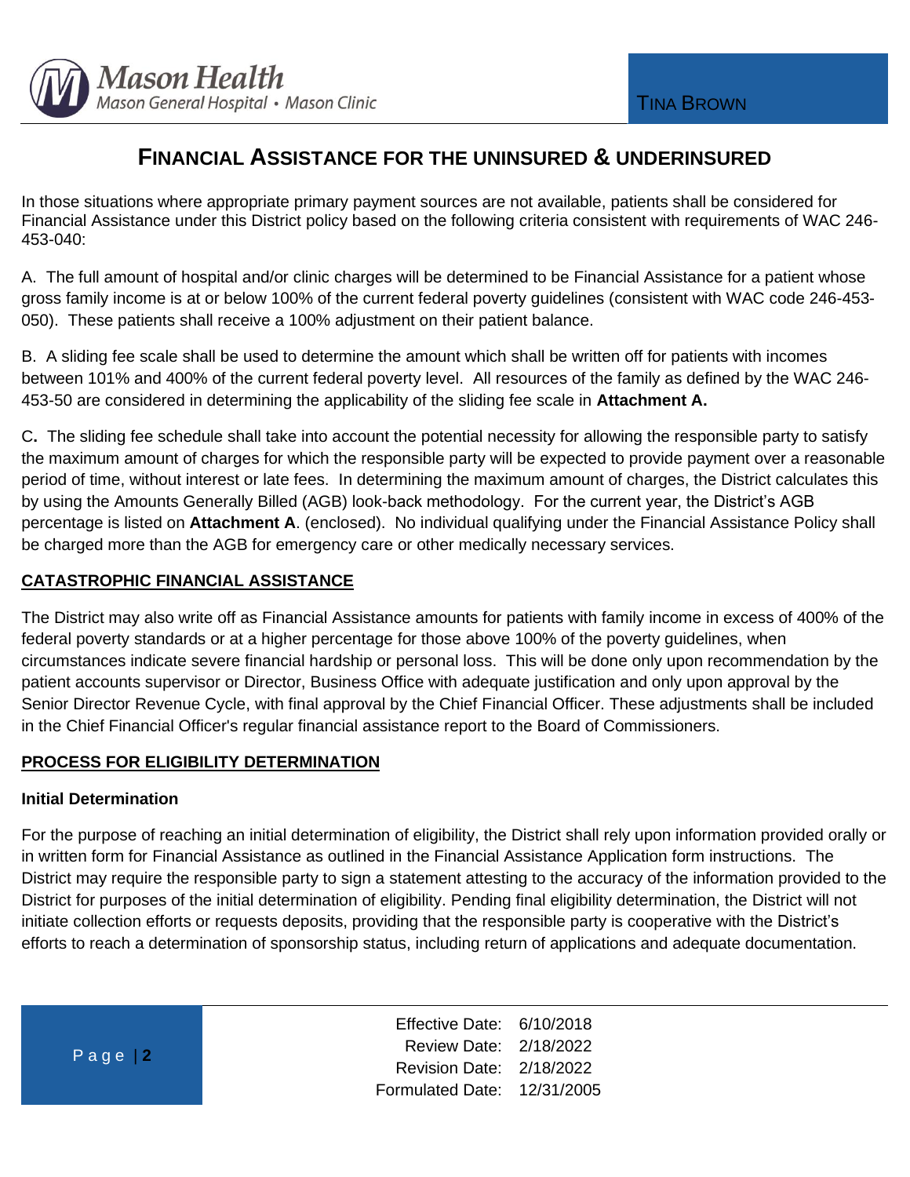# FINANCIAL ASSISTANCE FOR THE UNINSURED & UNDERINSURED

In those situations where appropriate primary payment sources are not available, patients shall be considered for Financial Assistance under this District policy based on the following criteria consistent with requirements of WAC 246-453-040:

A. The full amount of hospital and/or clinic charges will be determined to be Financial Assistance for a patient whose gross family income is at or below 100% of the current federal poverty guidelines (consistent with WAC code 246-453-050). These patients shall receive a 100% adjustment on their patient balance.

B. A sliding fee scale shall be used to determine the amount which shall be written off for patients with incomes between 101% and 400% of the current federal poverty level. All resources of the family as defined by the WAC 246-453-50 are considered in determining the applicability of the sliding fee scale in **Attachment A.**

C**.** The sliding fee schedule shall take into account the potential necessity for allowing the responsible party to satisfy the maximum amount of charges for which the responsible party will be expected to provide payment over a reasonable period of time, without interest or late fees. In determining the maximum amount of charges, the District calculates this by using the Amounts Generally Billed (AGB) look-back methodology. For the current year, the District's AGB percentage is listed on **Attachment A**. (enclosed). No individual qualifying under the Financial Assistance Policy shall be charged more than the AGB for emergency care or other medically necessary services.

## CATASTROPHIC FINANCIAL ASSISTANCE

The District may also write off as Financial Assistance amounts for patients with family income in excess of 400% of the federal poverty standards or at a higher percentage for those above 100% of the poverty guidelines, when circumstances indicate severe financial hardship or personal loss. This will be done only upon recommendation by the patient accounts supervisor or Director, Business Office with adequate justification and only upon approval by the Senior Director Revenue Cycle, with final approval by the Chief Financial Officer. These adjustments shall be included in the Chief Financial Officer's regular financial assistance report to the Board of Commissioners.

## PROCESS FOR ELIGIBILITY DETERMINATION

### Initial Determination

For the purpose of reaching an initial determination of eligibility, the District shall rely upon information provided orally or in written form for Financial Assistance as outlined in the Financial Assistance Application form instructions. The District may require the responsible party to sign a statement attesting to the accuracy of the information provided to the District for purposes of the initial determination of eligibility. Pending final eligibility determination, the District will not initiate collection efforts or requests deposits, providing that the responsible party is cooperative with the District's efforts to reach a determination of sponsorship status, including return of applications and adequate documentation.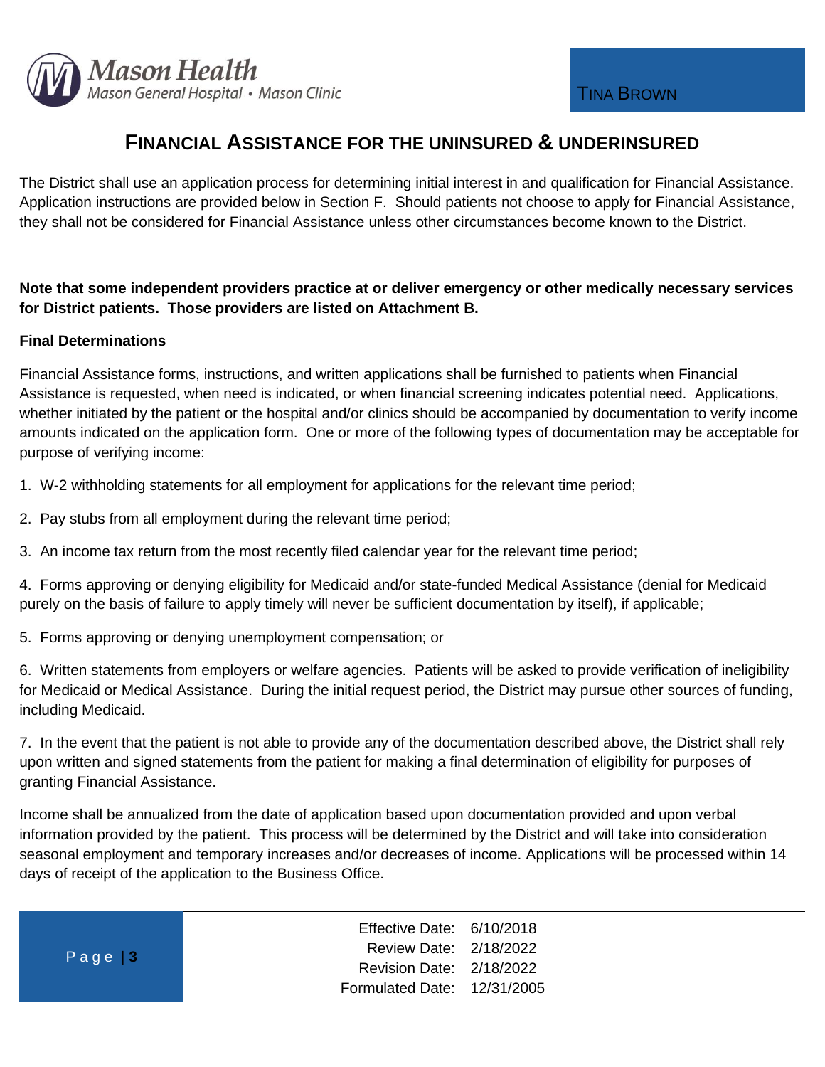# FINANCIAL ASSISTANCE FOR THE UNINSURED & UNDERINSURED

The District shall use an application process for determining initial interest in and qualification for Financial Assistance. Application instructions are provided below in Section F. Should patients not choose to apply for Financial Assistance, they shall not be considered for Financial Assistance unless other circumstances become known to the District.

**Note that some independent providers practice at or deliver emergency or other medically necessary services for District patients. Those providers are listed on Attachment B.**

**Final Determinations**

Financial Assistance forms, instructions, and written applications shall be furnished to patients when Financial Assistance is requested, when need is indicated, or when financial screening indicates potential need. Applications, whether initiated by the patient or the hospital and/or clinics should be accompanied by documentation to verify income amounts indicated on the application form. One or more of the following types of documentation may be acceptable for purpose of verifying income:

1. W-2 withholding statements for all employment for applications for the relevant time period;

2. Pay stubs from all employment during the relevant time period;

3. An income tax return from the most recently filed calendar year for the relevant time period;

4. Forms approving or denying eligibility for Medicaid and/or state-funded Medical Assistance (denial for Medicaid purely on the basis of failure to apply timely will never be sufficient documentation by itself), if applicable;

5. Forms approving or denying unemployment compensation; or

6. Written statements from employers or welfare agencies. Patients will be asked to provide verification of ineligibility for Medicaid or Medical Assistance. During the initial request period, the District may pursue other sources of funding, including Medicaid.

7. In the event that the patient is not able to provide any of the documentation described above, the District shall rely upon written and signed statements from the patient for making a final determination of eligibility for purposes of granting Financial Assistance.

Income shall be annualized from the date of application based upon documentation provided and upon verbal information provided by the patient. This process will be determined by the District and will take into consideration seasonal employment and temporary increases and/or decreases of income. Applications will be processed within 14 days of receipt of the application to the Business Office.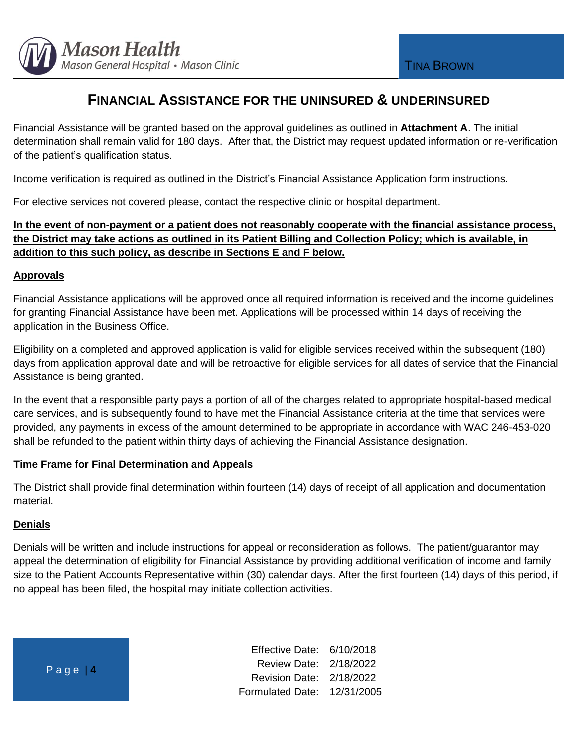## FINANCIAL ASSISTANCE FOR THE UNINSURED & UNDERINSURED

Financial Assistance will be granted based on the approval guidelines as outlined in **Attachment A**. The initial determination shall remain valid for 180 days. After that, the District may request updated information or re-verification of the patient's qualification status.

Income verification is required as outlined in the District's Financial Assistance Application form instructions.

For elective services not covered please, contact the respective clinic or hospital department.

**In the event of non-payment or a patient does not reasonably cooperate with the financial assistance process, the District may take actions as outlined in its Patient Billing and Collection Policy; which is available, in addition to this such policy, as describe in Sections E and F below.**

**Approvals**

Financial Assistance applications will be approved once all required information is received and the income guidelines for granting Financial Assistance have been met. Applications will be processed within 14 days of receiving the application in the Business Office.

Eligibility on a completed and approved application is valid for eligible services received within the subsequent (180) days from application approval date and will be retroactive for eligible services for all dates of service that the Financial Assistance is being granted.

In the event that a responsible party pays a portion of all of the charges related to appropriate hospital-based medical care services, and is subsequently found to have met the Financial Assistance criteria at the time that services were provided, any payments in excess of the amount determined to be appropriate in accordance with WAC 246-453-020 shall be refunded to the patient within thirty days of achieving the Financial Assistance designation.

**Time Frame for Final Determination and Appeals**

The District shall provide final determination within fourteen (14) days of receipt of all application and documentation material.

**Denials**

Denials will be written and include instructions for appeal or reconsideration as follows. The patient/guarantor may appeal the determination of eligibility for Financial Assistance by providing additional verification of income and family size to the Patient Accounts Representative within (30) calendar days. After the first fourteen (14) days of this period, if no appeal has been filed, the hospital may initiate collection activities.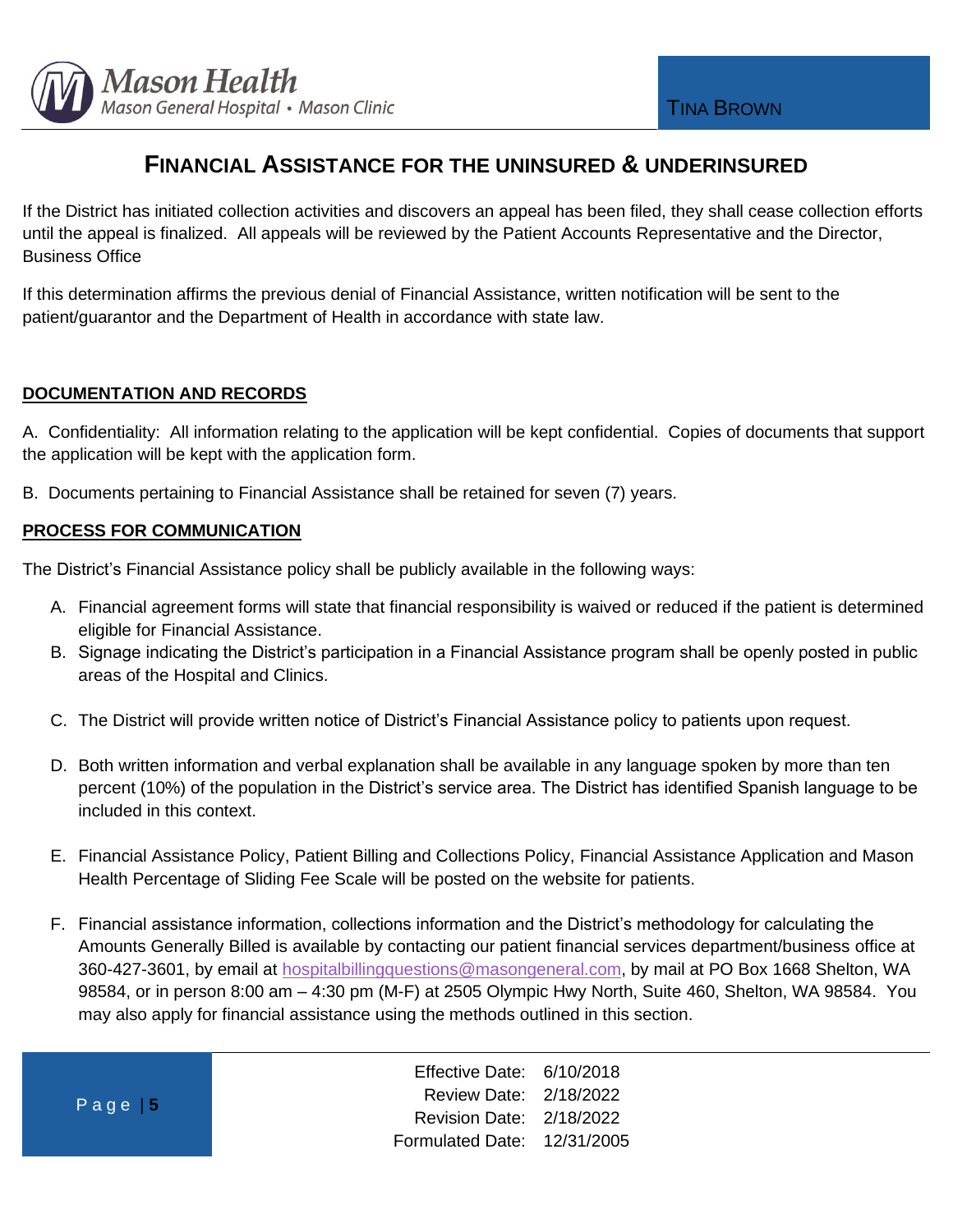If the District has initiated collection activities and discovers an appeal has been filed, they shall cease collection efforts until the appeal is finalized. All appeals will be reviewed by the Patient Accounts Representative and the Director, Business Office

If this determination affirms the previous denial of Financial Assistance, written notification will be sent to the patient/guarantor and the Department of Health in accordance with state law.

## DOCUMENTATION AND RECORDS

A. Confidentiality: All information relating to the application will be kept confidential. Copies of documents that support the application will be kept with the application form.

B. Documents pertaining to Financial Assistance shall be retained for seven (7) years.

## PROCESS FOR COMMUNICATION

The District's Financial Assistance policy shall be publicly available in the following ways:

A. Financial agreement forms will state that financial responsibility is waived or reduced if the patient is determined eligible for Financial Assistance.

B. Signage indicating the District's participation in a Financial Assistance program shall be openly posted in public areas of the Hospital and Clinics.

C. The District will provide written notice of District's Financial Assistance policy to patients upon request.

D. Both written information and verbal explanation shall be available in any language spoken by more than ten percent (10%) of the population in the District's service area. The District has identified Spanish language to be included in this context.

E. Financial Assistance Policy, Patient Billing and Collections Policy, Financial Assistance Application and Mason Health Percentage of Sliding Fee Scale will be posted on the website for patients.

F. Financial assistance information, collections information and the District's methodology for calculating the Amounts Generally Billed is available by contacting our patient financial services department/business office at 360-427-3601, by email at hospitalbillingquestions@masongeneral.com, by mail at PO Box 1668 Shelton, WA 98584, or in person 8:00 am – 4:30 pm (M-F) at 2505 Olympic Hwy North, Suite 460, Shelton, WA 98584. You may also apply for financial assistance using the methods outlined in this section.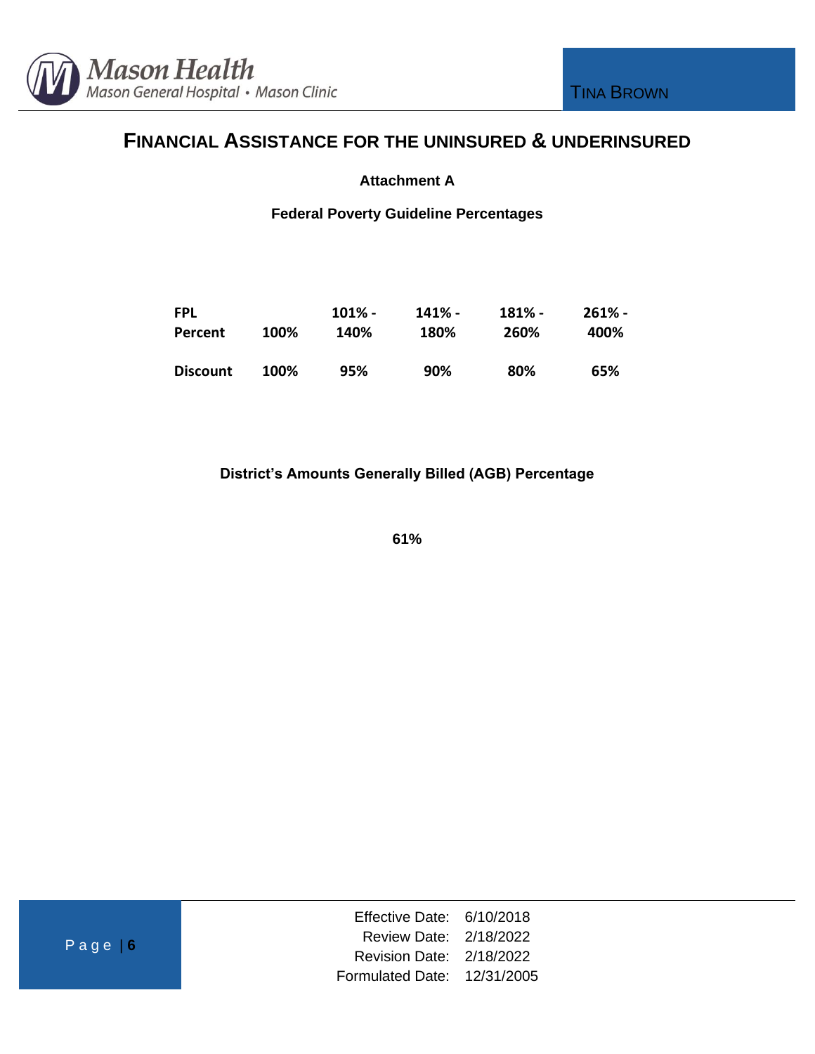# FINANCIAL ASSISTANCE FOR THE UNINSURED & UNDERINSURED

**Attachment A**

**Federal Poverty Guideline Percentages**

| FPL Percent | 100% | 101% - 140% | 141% - 180% | 181% - 260% | 261% - 400% |
|---|---|---|---|---|---|
| Discount | 100% | 95% | 90% | 80% | 65% |

**District's Amounts Generally Billed (AGB) Percentage**

**61%**

Effective Date: 6/10/2018
Review Date: 2/18/2022
Revision Date: 2/18/2022
Formulated Date: 12/31/2005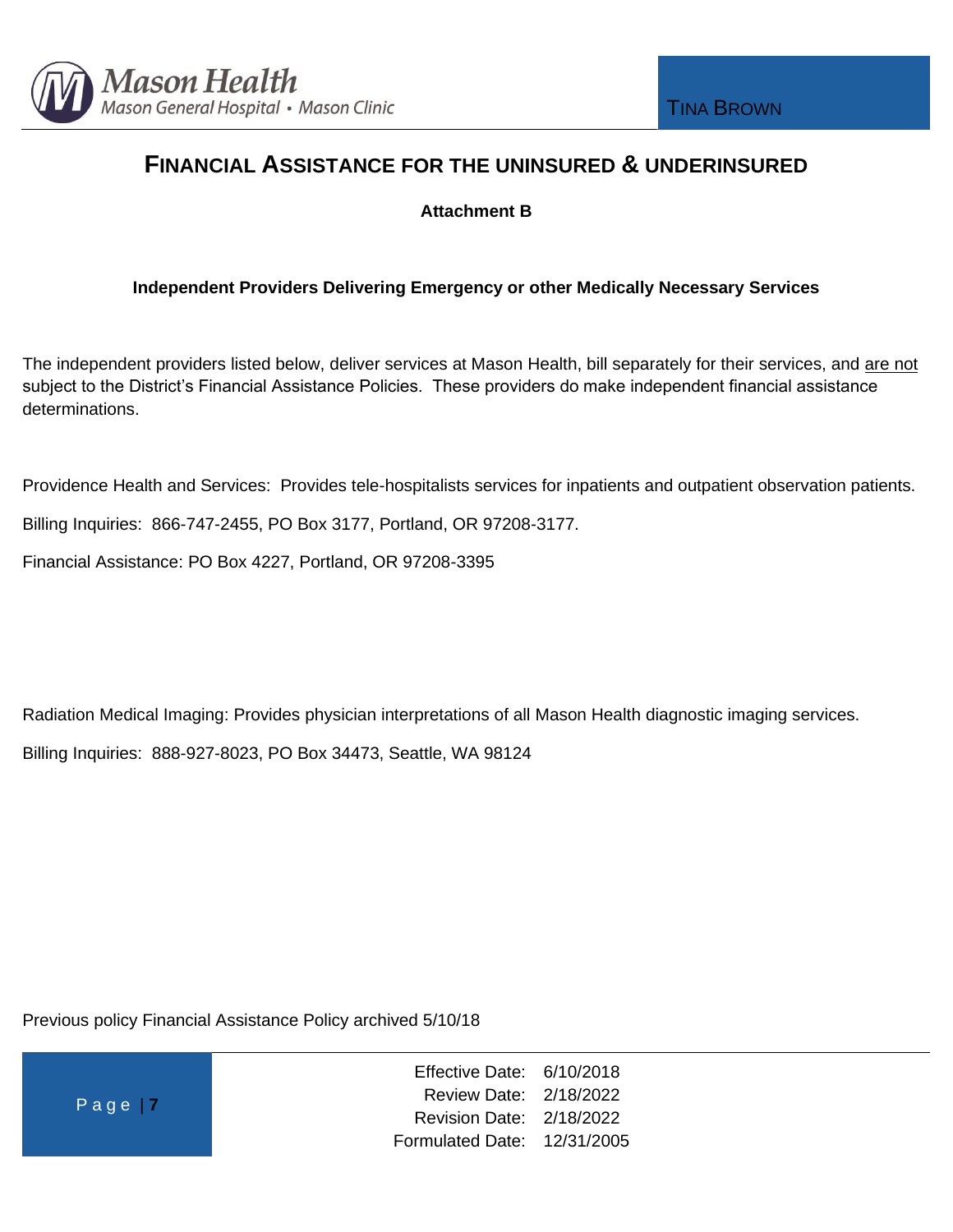# FINANCIAL ASSISTANCE FOR THE UNINSURED & UNDERINSURED

**Attachment B**

**Independent Providers Delivering Emergency or other Medically Necessary Services**

The independent providers listed below, deliver services at Mason Health, bill separately for their services, and are not subject to the District's Financial Assistance Policies. These providers do make independent financial assistance determinations.

Providence Health and Services: Provides tele-hospitalists services for inpatients and outpatient observation patients.

Billing Inquiries: 866-747-2455, PO Box 3177, Portland, OR 97208-3177.

Financial Assistance: PO Box 4227, Portland, OR 97208-3395

Radiation Medical Imaging: Provides physician interpretations of all Mason Health diagnostic imaging services.

Billing Inquiries: 888-927-8023, PO Box 34473, Seattle, WA 98124

Previous policy Financial Assistance Policy archived 5/10/18

Effective Date: 6/10/2018
Review Date: 2/18/2022
Revision Date: 2/18/2022
Formulated Date: 12/31/2005